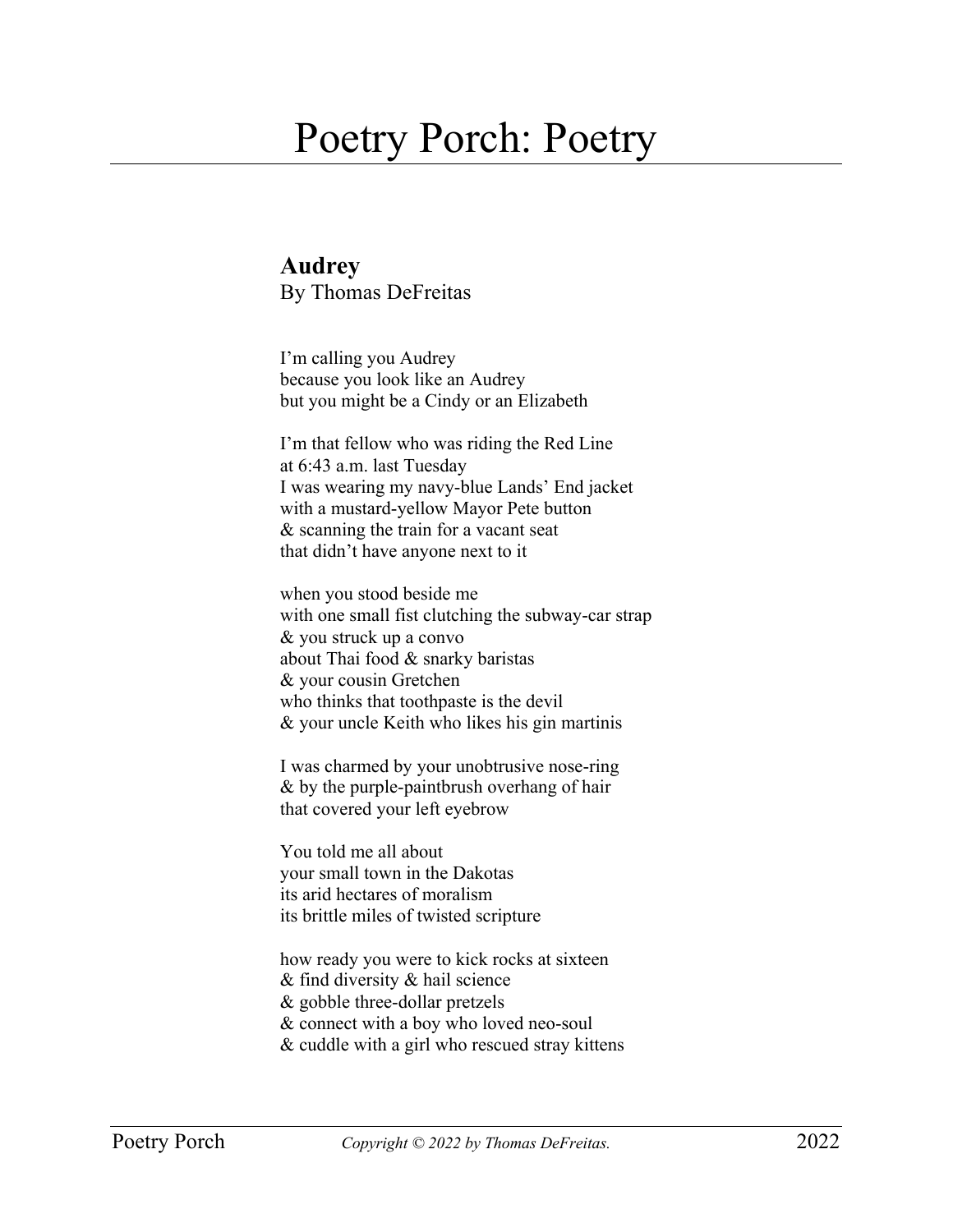# Poetry Porch: Poetry

## Audrey

By Thomas DeFreitas

I'm calling you Audrey
because you look like an Audrey
but you might be a Cindy or an Elizabeth

I'm that fellow who was riding the Red Line
at 6:43 a.m. last Tuesday
I was wearing my navy-blue Lands' End jacket
with a mustard-yellow Mayor Pete button
& scanning the train for a vacant seat
that didn't have anyone next to it

when you stood beside me
with one small fist clutching the subway-car strap
& you struck up a convo
about Thai food & snarky baristas
& your cousin Gretchen
who thinks that toothpaste is the devil
& your uncle Keith who likes his gin martinis

I was charmed by your unobtrusive nose-ring
& by the purple-paintbrush overhang of hair
that covered your left eyebrow

You told me all about
your small town in the Dakotas
its arid hectares of moralism
its brittle miles of twisted scripture

how ready you were to kick rocks at sixteen
& find diversity & hail science
& gobble three-dollar pretzels
& connect with a boy who loved neo-soul
& cuddle with a girl who rescued stray kittens

*Copyright © 2022 by Thomas DeFreitas.*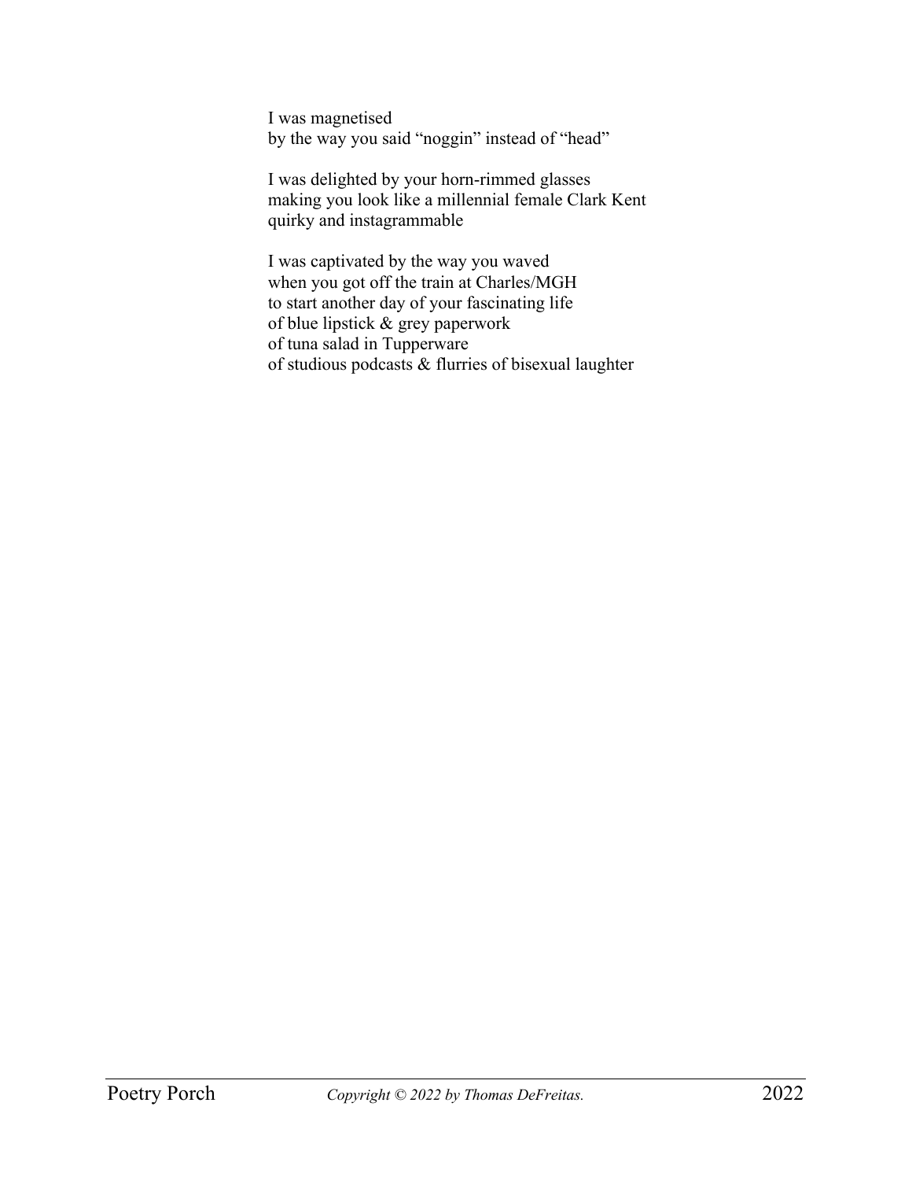I was magnetised
by the way you said “noggin” instead of “head”

I was delighted by your horn-rimmed glasses
making you look like a millennial female Clark Kent
quirky and instagrammable

I was captivated by the way you waved
when you got off the train at Charles/MGH
to start another day of your fascinating life
of blue lipstick & grey paperwork
of tuna salad in Tupperware
of studious podcasts & flurries of bisexual laughter